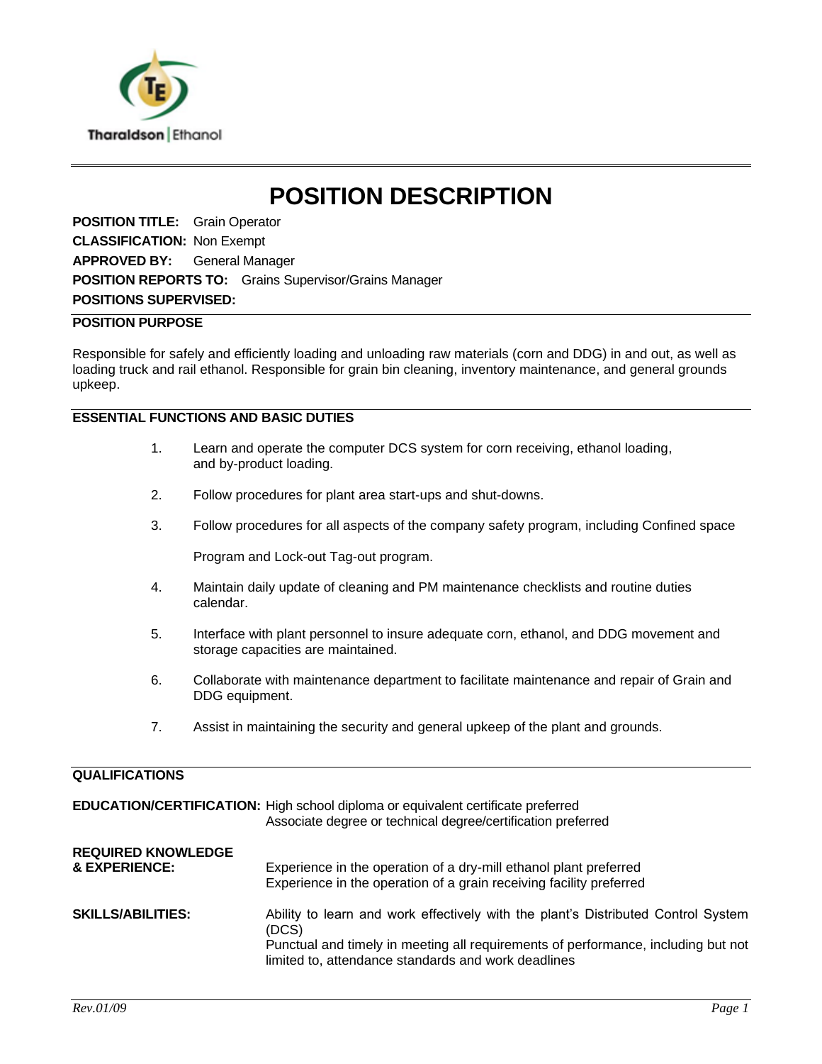Tharaldson | Ethanol

# POSITION DESCRIPTION

**POSITION TITLE:** Grain Operator
**CLASSIFICATION:** Non Exempt
**APPROVED BY:** General Manager
**POSITION REPORTS TO:** Grains Supervisor/Grains Manager
**POSITIONS SUPERVISED:**

## POSITION PURPOSE

Responsible for safely and efficiently loading and unloading raw materials (corn and DDG) in and out, as well as loading truck and rail ethanol. Responsible for grain bin cleaning, inventory maintenance, and general grounds upkeep.

## ESSENTIAL FUNCTIONS AND BASIC DUTIES

1. Learn and operate the computer DCS system for corn receiving, ethanol loading, and by-product loading.
2. Follow procedures for plant area start-ups and shut-downs.
3. Follow procedures for all aspects of the company safety program, including Confined space Program and Lock-out Tag-out program.
4. Maintain daily update of cleaning and PM maintenance checklists and routine duties calendar.
5. Interface with plant personnel to insure adequate corn, ethanol, and DDG movement and storage capacities are maintained.
6. Collaborate with maintenance department to facilitate maintenance and repair of Grain and DDG equipment.
7. Assist in maintaining the security and general upkeep of the plant and grounds.

## QUALIFICATIONS

**EDUCATION/CERTIFICATION:** High school diploma or equivalent certificate preferred
Associate degree or technical degree/certification preferred

**REQUIRED KNOWLEDGE & EXPERIENCE:** Experience in the operation of a dry-mill ethanol plant preferred
Experience in the operation of a grain receiving facility preferred

**SKILLS/ABILITIES:** Ability to learn and work effectively with the plant's Distributed Control System (DCS)
Punctual and timely in meeting all requirements of performance, including but not limited to, attendance standards and work deadlines

*Rev.01/09*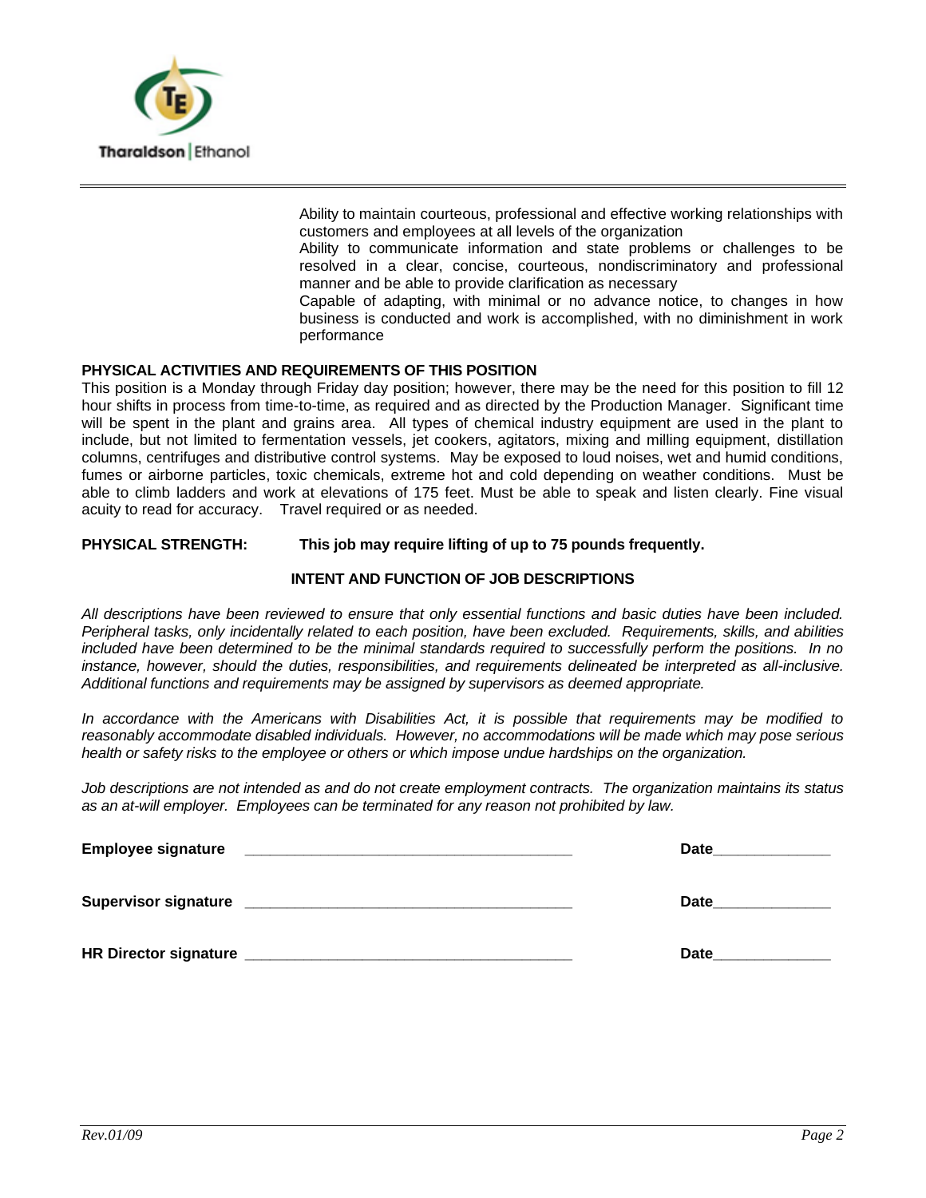Ability to maintain courteous, professional and effective working relationships with customers and employees at all levels of the organization

Ability to communicate information and state problems or challenges to be resolved in a clear, concise, courteous, nondiscriminatory and professional manner and be able to provide clarification as necessary

Capable of adapting, with minimal or no advance notice, to changes in how business is conducted and work is accomplished, with no diminishment in work performance

**PHYSICAL ACTIVITIES AND REQUIREMENTS OF THIS POSITION**

This position is a Monday through Friday day position; however, there may be the need for this position to fill 12 hour shifts in process from time-to-time, as required and as directed by the Production Manager. Significant time will be spent in the plant and grains area. All types of chemical industry equipment are used in the plant to include, but not limited to fermentation vessels, jet cookers, agitators, mixing and milling equipment, distillation columns, centrifuges and distributive control systems. May be exposed to loud noises, wet and humid conditions, fumes or airborne particles, toxic chemicals, extreme hot and cold depending on weather conditions. Must be able to climb ladders and work at elevations of 175 feet. Must be able to speak and listen clearly. Fine visual acuity to read for accuracy. Travel required or as needed.

**PHYSICAL STRENGTH:** **This job may require lifting of up to 75 pounds frequently.**

**INTENT AND FUNCTION OF JOB DESCRIPTIONS**

*All descriptions have been reviewed to ensure that only essential functions and basic duties have been included. Peripheral tasks, only incidentally related to each position, have been excluded. Requirements, skills, and abilities included have been determined to be the minimal standards required to successfully perform the positions. In no instance, however, should the duties, responsibilities, and requirements delineated be interpreted as all-inclusive. Additional functions and requirements may be assigned by supervisors as deemed appropriate.*

*In accordance with the Americans with Disabilities Act, it is possible that requirements may be modified to reasonably accommodate disabled individuals. However, no accommodations will be made which may pose serious health or safety risks to the employee or others or which impose undue hardships on the organization.*

*Job descriptions are not intended as and do not create employment contracts. The organization maintains its status as an at-will employer. Employees can be terminated for any reason not prohibited by law.*

**Employee signature** ________________________________________ **Date**______________

**Supervisor signature** ________________________________________ **Date**______________

**HR Director signature** ________________________________________ **Date**______________

*Rev.01/09*